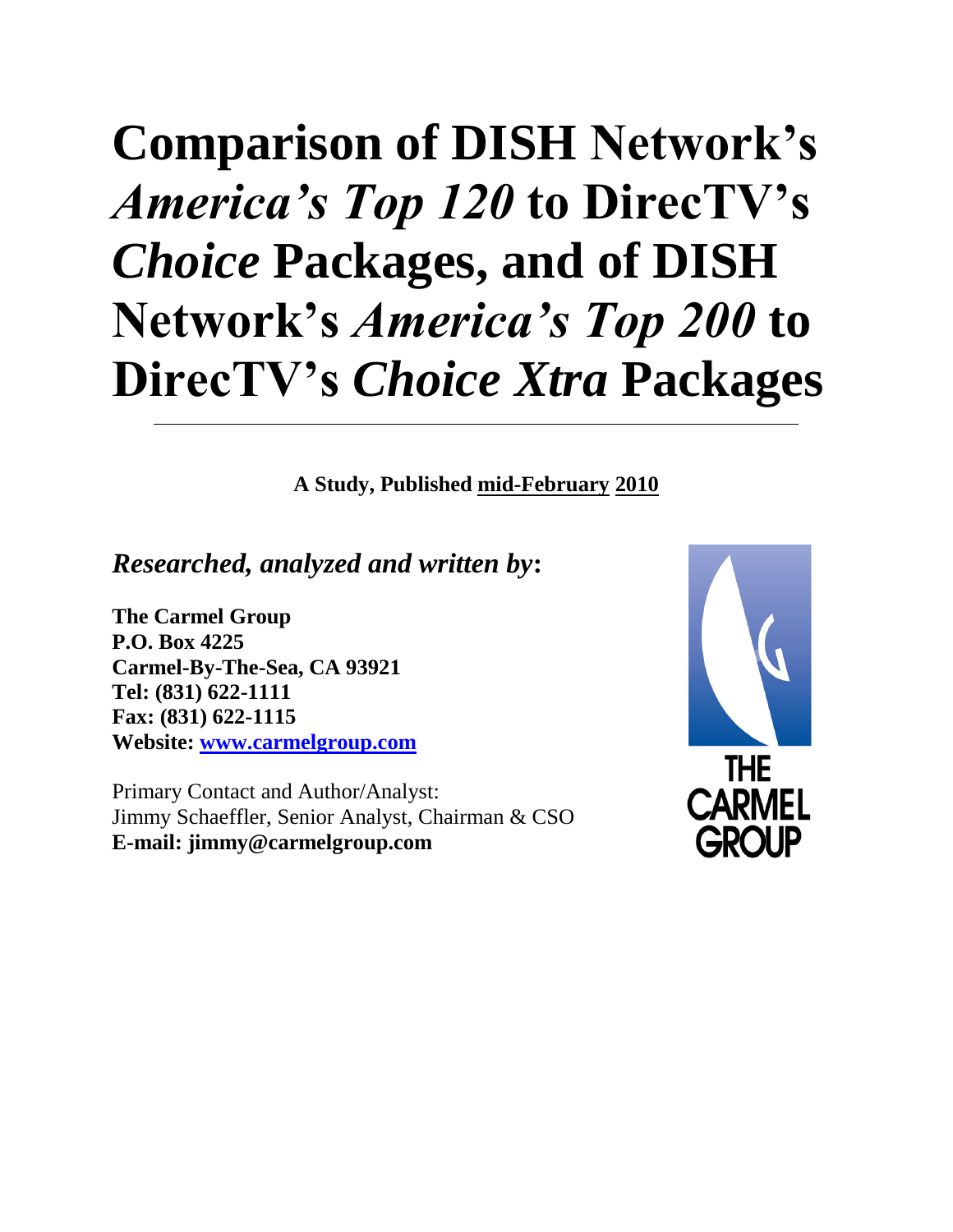# Comparison of DISH Network's *America's Top 120* to DirecTV's *Choice* Packages, and of DISH Network's *America's Top 200* to DirecTV's *Choice Xtra* Packages

---

**A Study, Published mid-February 2010**

## *Researched, analyzed and written by***:**

**The Carmel Group**
**P.O. Box 4225**
**Carmel-By-The-Sea, CA 93921**
**Tel: (831) 622-1111**
**Fax: (831) 622-1115**
**Website: www.carmelgroup.com**

Primary Contact and Author/Analyst:
Jimmy Schaeffler, Senior Analyst, Chairman & CSO
**E-mail: jimmy@carmelgroup.com**

THE CARMEL GROUP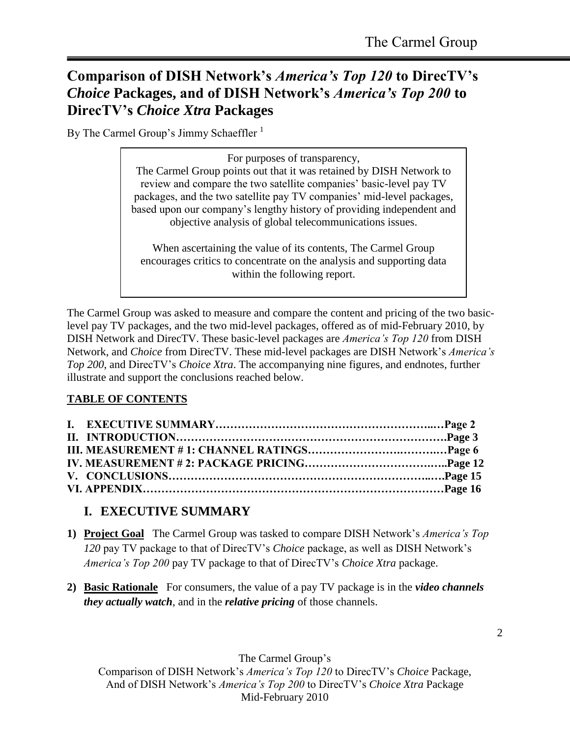# Comparison of DISH Network's *America's Top 120* to DirecTV's *Choice* Packages, and of DISH Network's *America's Top 200* to DirecTV's *Choice Xtra* Packages

By The Carmel Group's Jimmy Schaeffler [1]

> For purposes of transparency,
> The Carmel Group points out that it was retained by DISH Network to review and compare the two satellite companies' basic-level pay TV packages, and the two satellite pay TV companies' mid-level packages, based upon our company's lengthy history of providing independent and objective analysis of global telecommunications issues.
>
> When ascertaining the value of its contents, The Carmel Group encourages critics to concentrate on the analysis and supporting data within the following report.

The Carmel Group was asked to measure and compare the content and pricing of the two basic-level pay TV packages, and the two mid-level packages, offered as of mid-February 2010, by DISH Network and DirecTV. These basic-level packages are *America's Top 120* from DISH Network, and *Choice* from DirecTV. These mid-level packages are DISH Network's *America's Top 200*, and DirecTV's *Choice Xtra*. The accompanying nine figures, and endnotes, further illustrate and support the conclusions reached below.

**TABLE OF CONTENTS**

**I. EXECUTIVE SUMMARY………………………………………………..…Page 2**
**II. INTRODUCTION…………………………………………………………….Page 3**
**III. MEASUREMENT # 1: CHANNEL RATINGS………………….……….…Page 6**
**IV. MEASUREMENT # 2: PACKAGE PRICING……………………….……..Page 12**
**V. CONCLUSIONS………………………………………………………..….Page 15**
**VI. APPENDIX…………………………………………………………………Page 16**

## I. EXECUTIVE SUMMARY

1) **Project Goal** The Carmel Group was tasked to compare DISH Network's *America's Top 120* pay TV package to that of DirecTV's *Choice* package, as well as DISH Network's *America's Top 200* pay TV package to that of DirecTV's *Choice Xtra* package.

2) **Basic Rationale** For consumers, the value of a pay TV package is in the ***video channels they actually watch***, and in the ***relative pricing*** of those channels.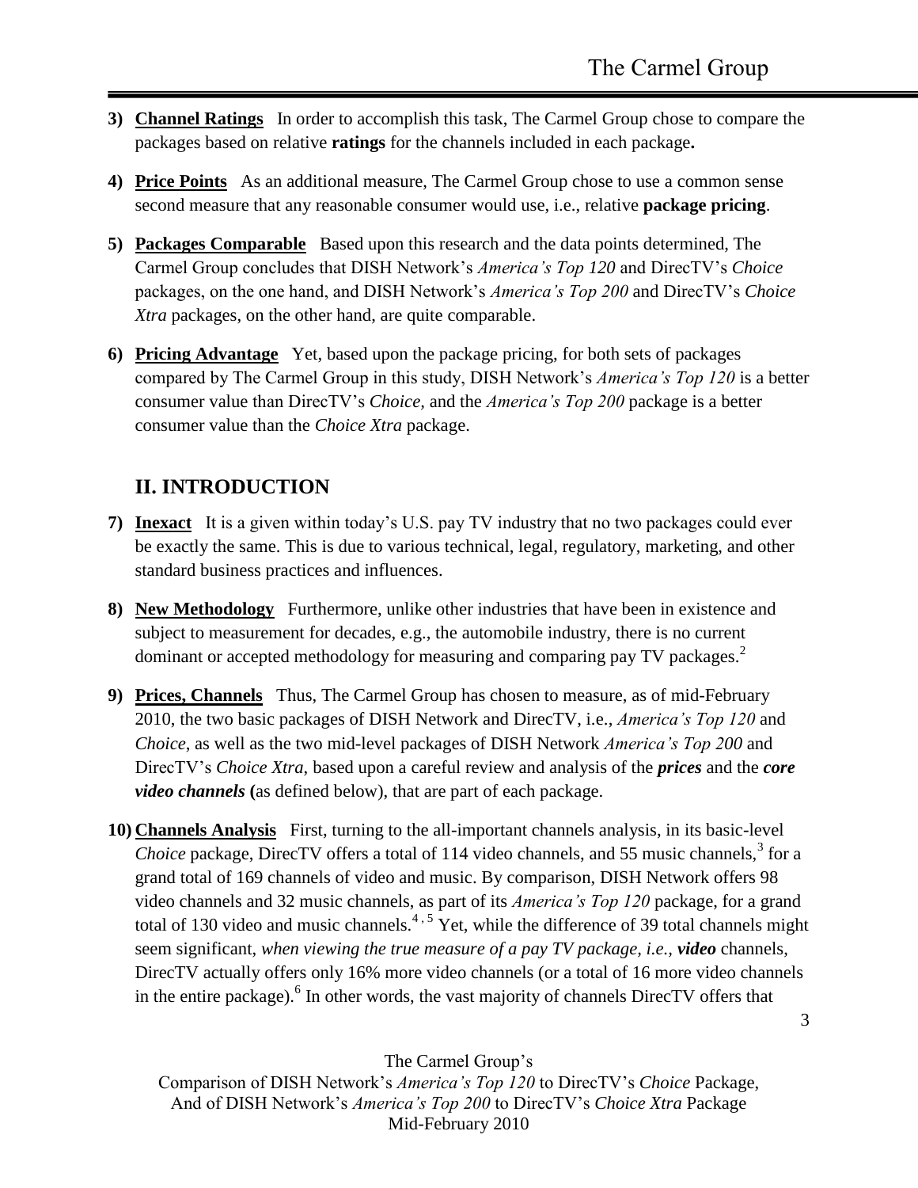3) **Channel Ratings** In order to accomplish this task, The Carmel Group chose to compare the packages based on relative **ratings** for the channels included in each package**.**

4) **Price Points** As an additional measure, The Carmel Group chose to use a common sense second measure that any reasonable consumer would use, i.e., relative **package pricing**.

5) **Packages Comparable** Based upon this research and the data points determined, The Carmel Group concludes that DISH Network's *America's Top 120* and DirecTV's *Choice* packages, on the one hand, and DISH Network's *America's Top 200* and DirecTV's *Choice Xtra* packages, on the other hand, are quite comparable.

6) **Pricing Advantage** Yet, based upon the package pricing, for both sets of packages compared by The Carmel Group in this study, DISH Network's *America's Top 120* is a better consumer value than DirecTV's *Choice*, and the *America's Top 200* package is a better consumer value than the *Choice Xtra* package.

## II. INTRODUCTION

7) **Inexact** It is a given within today's U.S. pay TV industry that no two packages could ever be exactly the same. This is due to various technical, legal, regulatory, marketing, and other standard business practices and influences.

8) **New Methodology** Furthermore, unlike other industries that have been in existence and subject to measurement for decades, e.g., the automobile industry, there is no current dominant or accepted methodology for measuring and comparing pay TV packages.[2]

9) **Prices, Channels** Thus, The Carmel Group has chosen to measure, as of mid-February 2010, the two basic packages of DISH Network and DirecTV, i.e., *America's Top 120* and *Choice*, as well as the two mid-level packages of DISH Network *America's Top 200* and DirecTV's *Choice Xtra*, based upon a careful review and analysis of the ***prices*** and the ***core video channels*** **(**as defined below), that are part of each package.

10) **Channels Analysis** First, turning to the all-important channels analysis, in its basic-level *Choice* package, DirecTV offers a total of 114 video channels, and 55 music channels,[3] for a grand total of 169 channels of video and music. By comparison, DISH Network offers 98 video channels and 32 music channels, as part of its *America's Top 120* package, for a grand total of 130 video and music channels.[4,5] Yet, while the difference of 39 total channels might seem significant, *when viewing the true measure of a pay TV package, i.e.,* ***video*** channels, DirecTV actually offers only 16% more video channels (or a total of 16 more video channels in the entire package).[6] In other words, the vast majority of channels DirecTV offers that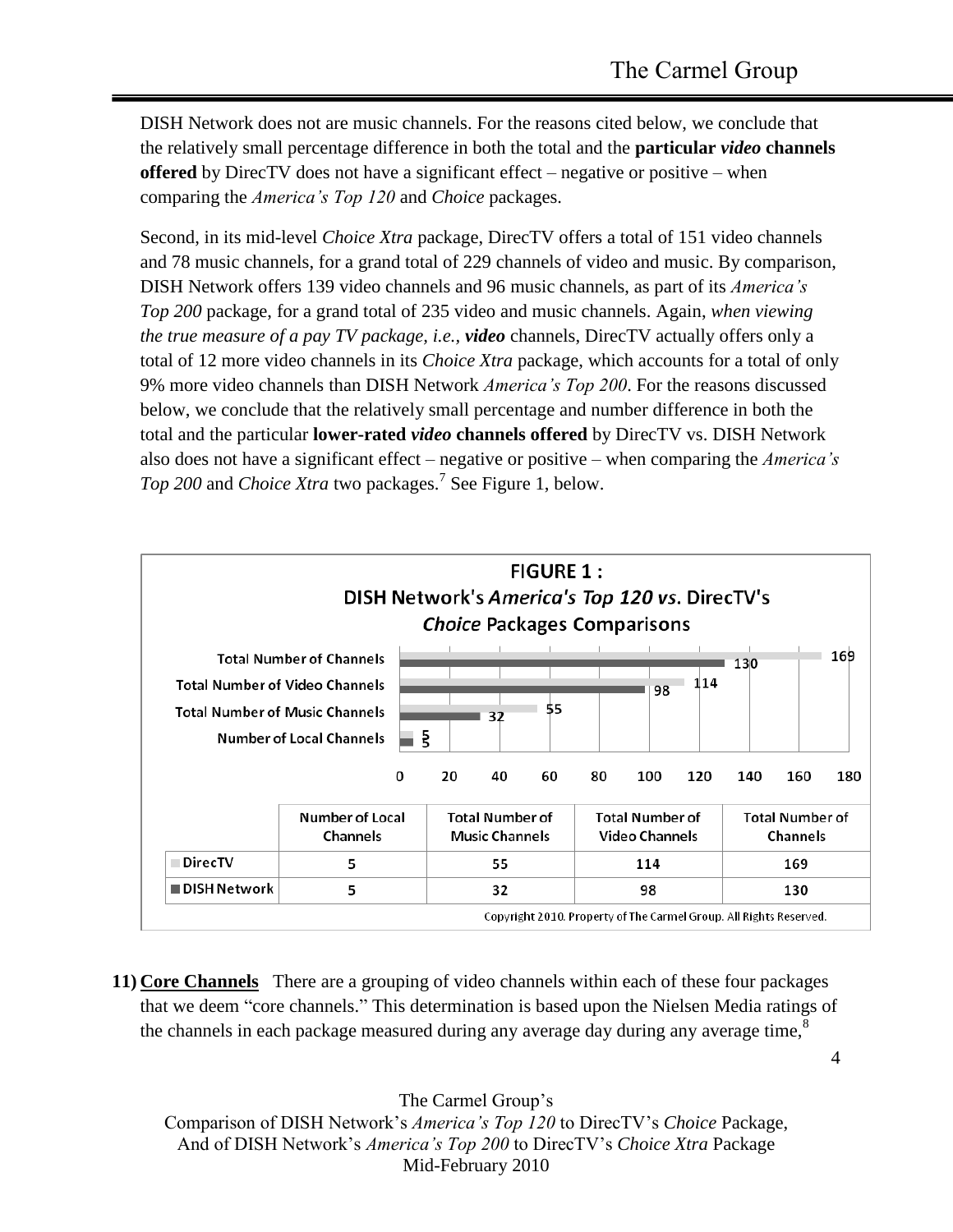DISH Network does not are music channels. For the reasons cited below, we conclude that the relatively small percentage difference in both the total and the **particular *video* channels offered** by DirecTV does not have a significant effect – negative or positive – when comparing the *America's Top 120* and *Choice* packages.

Second, in its mid-level *Choice Xtra* package, DirecTV offers a total of 151 video channels and 78 music channels, for a grand total of 229 channels of video and music. By comparison, DISH Network offers 139 video channels and 96 music channels, as part of its *America's Top 200* package, for a grand total of 235 video and music channels. Again, *when viewing the true measure of a pay TV package, i.e.,* ***video*** channels, DirecTV actually offers only a total of 12 more video channels in its *Choice Xtra* package, which accounts for a total of only 9% more video channels than DISH Network *America's Top 200*. For the reasons discussed below, we conclude that the relatively small percentage and number difference in both the total and the particular **lower-rated *video* channels offered** by DirecTV vs. DISH Network also does not have a significant effect – negative or positive – when comparing the *America's Top 200* and *Choice Xtra* two packages.[7] See Figure 1, below.

**FIGURE 1 :**
**DISH Network's *America's Top 120 vs.* DirecTV's *Choice* Packages Comparisons**

| | Number of Local Channels | Total Number of Music Channels | Total Number of Video Channels | Total Number of Channels |
|---|---|---|---|---|
| DirecTV | 5 | 55 | 114 | 169 |
| DISH Network | 5 | 32 | 98 | 130 |

Copyright 2010. Property of The Carmel Group. All Rights Reserved.

11) **Core Channels** There are a grouping of video channels within each of these four packages that we deem "core channels." This determination is based upon the Nielsen Media ratings of the channels in each package measured during any average day during any average time,[8]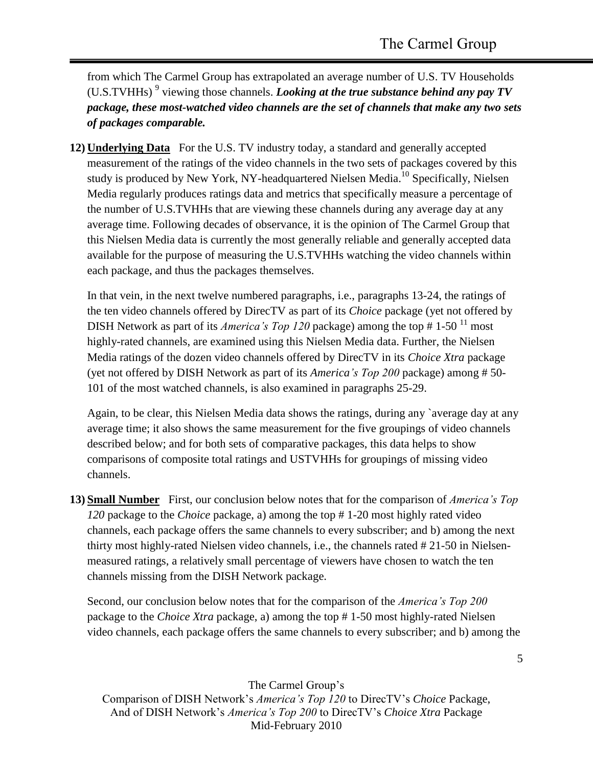from which The Carmel Group has extrapolated an average number of U.S. TV Households (U.S.TVHHs) [9] viewing those channels. ***Looking at the true substance behind any pay TV package, these most-watched video channels are the set of channels that make any two sets of packages comparable.***

**12) Underlying Data** For the U.S. TV industry today, a standard and generally accepted measurement of the ratings of the video channels in the two sets of packages covered by this study is produced by New York, NY-headquartered Nielsen Media.[10] Specifically, Nielsen Media regularly produces ratings data and metrics that specifically measure a percentage of the number of U.S.TVHHs that are viewing these channels during any average day at any average time. Following decades of observance, it is the opinion of The Carmel Group that this Nielsen Media data is currently the most generally reliable and generally accepted data available for the purpose of measuring the U.S.TVHHs watching the video channels within each package, and thus the packages themselves.

In that vein, in the next twelve numbered paragraphs, i.e., paragraphs 13-24, the ratings of the ten video channels offered by DirecTV as part of its *Choice* package (yet not offered by DISH Network as part of its *America's Top 120* package) among the top # 1-50 [11] most highly-rated channels, are examined using this Nielsen Media data. Further, the Nielsen Media ratings of the dozen video channels offered by DirecTV in its *Choice Xtra* package (yet not offered by DISH Network as part of its *America's Top 200* package) among # 50-101 of the most watched channels, is also examined in paragraphs 25-29.

Again, to be clear, this Nielsen Media data shows the ratings, during any `average day at any average time; it also shows the same measurement for the five groupings of video channels described below; and for both sets of comparative packages, this data helps to show comparisons of composite total ratings and USTVHHs for groupings of missing video channels.

**13) Small Number** First, our conclusion below notes that for the comparison of *America's Top 120* package to the *Choice* package, a) among the top # 1-20 most highly rated video channels, each package offers the same channels to every subscriber; and b) among the next thirty most highly-rated Nielsen video channels, i.e., the channels rated # 21-50 in Nielsen-measured ratings, a relatively small percentage of viewers have chosen to watch the ten channels missing from the DISH Network package.

Second, our conclusion below notes that for the comparison of the *America's Top 200* package to the *Choice Xtra* package, a) among the top # 1-50 most highly-rated Nielsen video channels, each package offers the same channels to every subscriber; and b) among the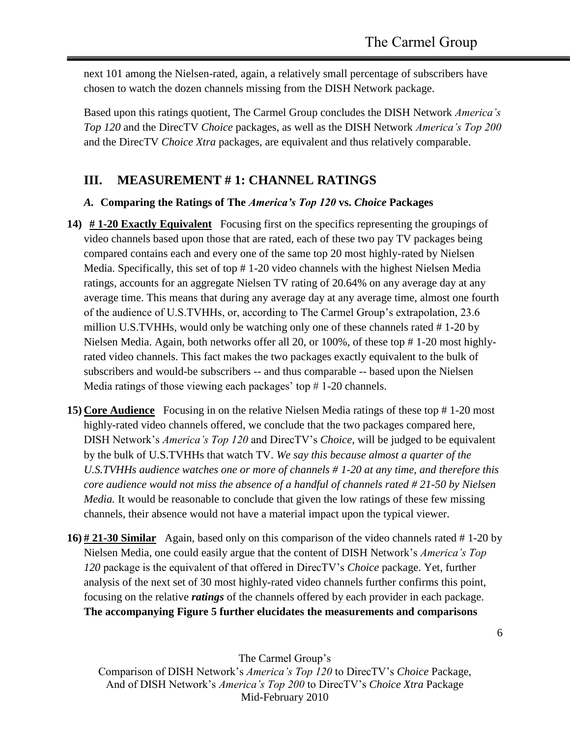next 101 among the Nielsen-rated, again, a relatively small percentage of subscribers have chosen to watch the dozen channels missing from the DISH Network package.

Based upon this ratings quotient, The Carmel Group concludes the DISH Network *America's Top 120* and the DirecTV *Choice* packages, as well as the DISH Network *America's Top 200* and the DirecTV *Choice Xtra* packages, are equivalent and thus relatively comparable.

## III. MEASUREMENT # 1: CHANNEL RATINGS

### *A.* Comparing the Ratings of The *America's Top 120* vs. *Choice* Packages

**14)** **<u># 1-20 Exactly Equivalent</u>** Focusing first on the specifics representing the groupings of video channels based upon those that are rated, each of these two pay TV packages being compared contains each and every one of the same top 20 most highly-rated by Nielsen Media. Specifically, this set of top # 1-20 video channels with the highest Nielsen Media ratings, accounts for an aggregate Nielsen TV rating of 20.64% on any average day at any average time. This means that during any average day at any average time, almost one fourth of the audience of U.S.TVHHs, or, according to The Carmel Group's extrapolation, 23.6 million U.S.TVHHs, would only be watching only one of these channels rated # 1-20 by Nielsen Media. Again, both networks offer all 20, or 100%, of these top # 1-20 most highly-rated video channels. This fact makes the two packages exactly equivalent to the bulk of subscribers and would-be subscribers -- and thus comparable -- based upon the Nielsen Media ratings of those viewing each packages' top # 1-20 channels.

**15)** **<u>Core Audience</u>** Focusing in on the relative Nielsen Media ratings of these top # 1-20 most highly-rated video channels offered, we conclude that the two packages compared here, DISH Network's *America's Top 120* and DirecTV's *Choice*, will be judged to be equivalent by the bulk of U.S.TVHHs that watch TV. *We say this because almost a quarter of the U.S.TVHHs audience watches one or more of channels # 1-20 at any time, and therefore this core audience would not miss the absence of a handful of channels rated # 21-50 by Nielsen Media.* It would be reasonable to conclude that given the low ratings of these few missing channels, their absence would not have a material impact upon the typical viewer.

**16)** **<u># 21-30 Similar</u>** Again, based only on this comparison of the video channels rated # 1-20 by Nielsen Media, one could easily argue that the content of DISH Network's *America's Top 120* package is the equivalent of that offered in DirecTV's *Choice* package. Yet, further analysis of the next set of 30 most highly-rated video channels further confirms this point, focusing on the relative ***ratings*** of the channels offered by each provider in each package. **The accompanying Figure 5 further elucidates the measurements and comparisons**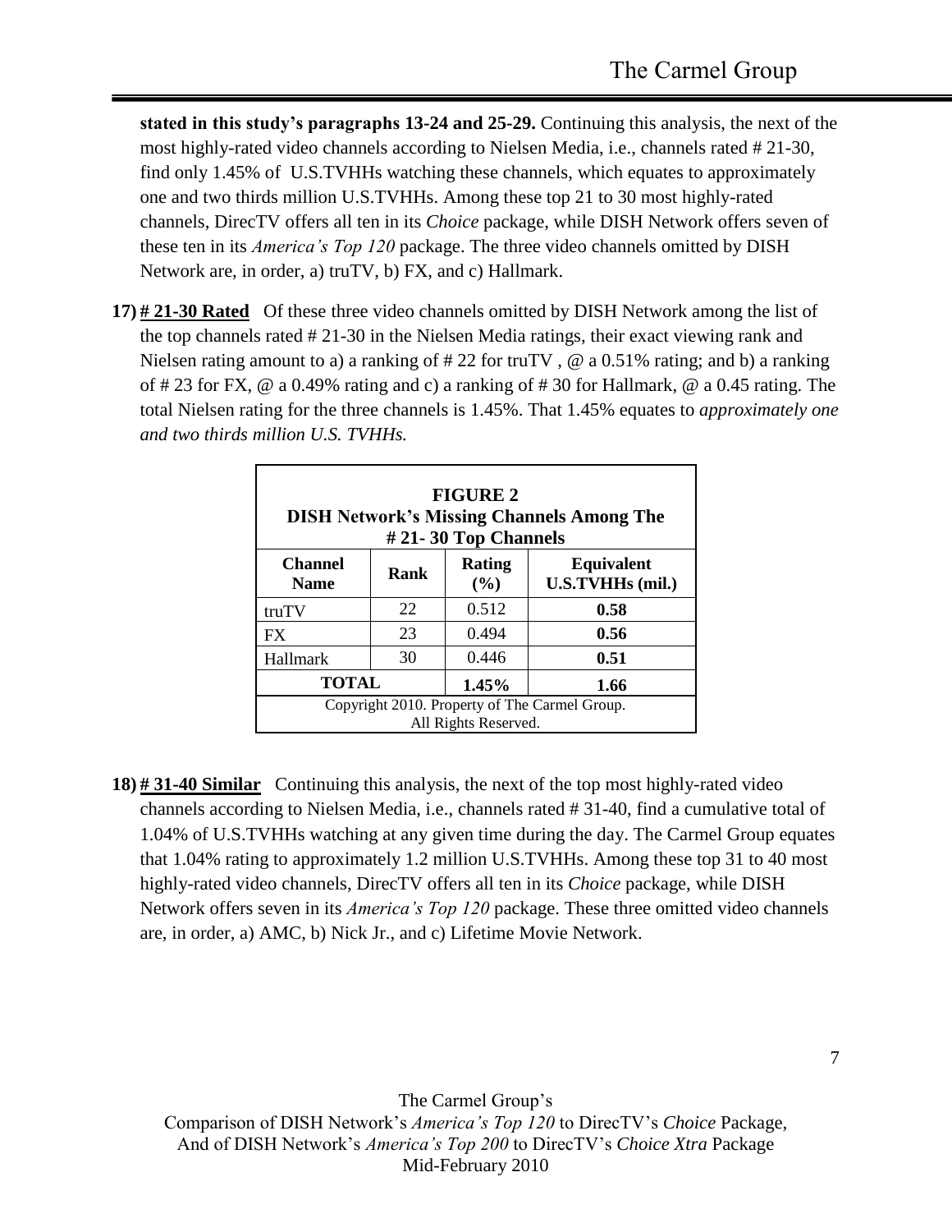**stated in this study's paragraphs 13-24 and 25-29.** Continuing this analysis, the next of the most highly-rated video channels according to Nielsen Media, i.e., channels rated # 21-30, find only 1.45% of U.S.TVHHs watching these channels, which equates to approximately one and two thirds million U.S.TVHHs. Among these top 21 to 30 most highly-rated channels, DirecTV offers all ten in its *Choice* package, while DISH Network offers seven of these ten in its *America's Top 120* package. The three video channels omitted by DISH Network are, in order, a) truTV, b) FX, and c) Hallmark.

**17) __# 21-30 Rated__** Of these three video channels omitted by DISH Network among the list of the top channels rated # 21-30 in the Nielsen Media ratings, their exact viewing rank and Nielsen rating amount to a) a ranking of # 22 for truTV , @ a 0.51% rating; and b) a ranking of # 23 for FX, @ a 0.49% rating and c) a ranking of # 30 for Hallmark, @ a 0.45 rating. The total Nielsen rating for the three channels is 1.45%. That 1.45% equates to *approximately one and two thirds million U.S. TVHHs.*

**FIGURE 2**
**DISH Network's Missing Channels Among The # 21- 30 Top Channels**

| Channel Name | Rank | Rating (%) | Equivalent U.S.TVHHs (mil.) |
|---|---|---|---|
| truTV | 22 | 0.512 | **0.58** |
| FX | 23 | 0.494 | **0.56** |
| Hallmark | 30 | 0.446 | **0.51** |
| **TOTAL** | | **1.45%** | **1.66** |

Copyright 2010. Property of The Carmel Group. All Rights Reserved.

**18) __# 31-40 Similar__** Continuing this analysis, the next of the top most highly-rated video channels according to Nielsen Media, i.e., channels rated # 31-40, find a cumulative total of 1.04% of U.S.TVHHs watching at any given time during the day. The Carmel Group equates that 1.04% rating to approximately 1.2 million U.S.TVHHs. Among these top 31 to 40 most highly-rated video channels, DirecTV offers all ten in its *Choice* package, while DISH Network offers seven in its *America's Top 120* package. These three omitted video channels are, in order, a) AMC, b) Nick Jr., and c) Lifetime Movie Network.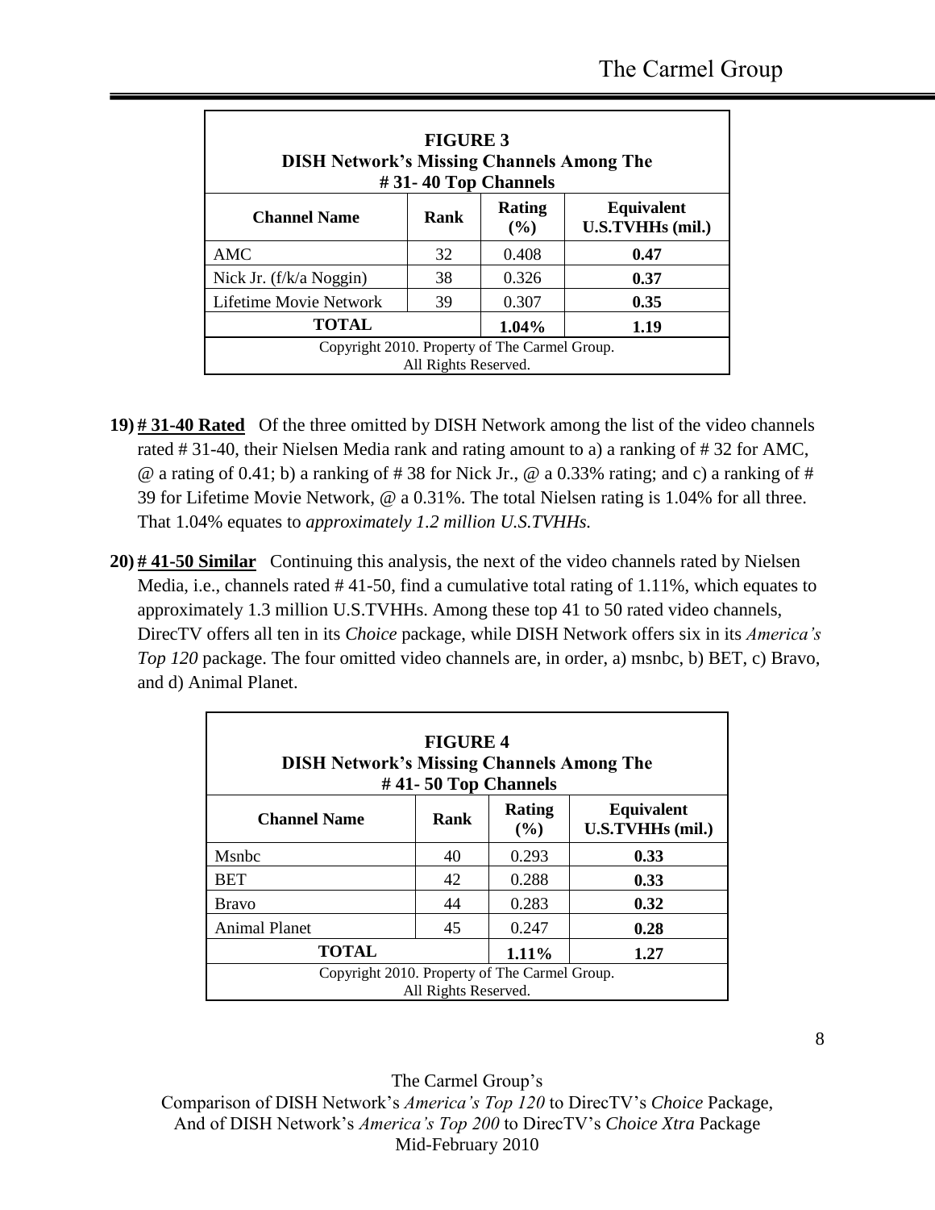| FIGURE 3<br>DISH Network's Missing Channels Among The<br># 31- 40 Top Channels | | | |
|---|---|---|---|
| **Channel Name** | **Rank** | **Rating (%)** | **Equivalent U.S.TVHHs (mil.)** |
| AMC | 32 | 0.408 | **0.47** |
| Nick Jr. (f/k/a Noggin) | 38 | 0.326 | **0.37** |
| Lifetime Movie Network | 39 | 0.307 | **0.35** |
| **TOTAL** | | **1.04%** | **1.19** |
| Copyright 2010. Property of The Carmel Group. All Rights Reserved. | | | |

19) **# 31-40 Rated** Of the three omitted by DISH Network among the list of the video channels rated # 31-40, their Nielsen Media rank and rating amount to a) a ranking of # 32 for AMC, @ a rating of 0.41; b) a ranking of # 38 for Nick Jr., @ a 0.33% rating; and c) a ranking of # 39 for Lifetime Movie Network, @ a 0.31%. The total Nielsen rating is 1.04% for all three. That 1.04% equates to *approximately 1.2 million U.S.TVHHs.*

20) **# 41-50 Similar** Continuing this analysis, the next of the video channels rated by Nielsen Media, i.e., channels rated # 41-50, find a cumulative total rating of 1.11%, which equates to approximately 1.3 million U.S.TVHHs. Among these top 41 to 50 rated video channels, DirecTV offers all ten in its *Choice* package, while DISH Network offers six in its *America's Top 120* package. The four omitted video channels are, in order, a) msnbc, b) BET, c) Bravo, and d) Animal Planet.

| FIGURE 4<br>DISH Network's Missing Channels Among The<br># 41- 50 Top Channels | | | |
|---|---|---|---|
| **Channel Name** | **Rank** | **Rating (%)** | **Equivalent U.S.TVHHs (mil.)** |
| Msnbc | 40 | 0.293 | **0.33** |
| BET | 42 | 0.288 | **0.33** |
| Bravo | 44 | 0.283 | **0.32** |
| Animal Planet | 45 | 0.247 | **0.28** |
| **TOTAL** | | **1.11%** | **1.27** |
| Copyright 2010. Property of The Carmel Group. All Rights Reserved. | | | |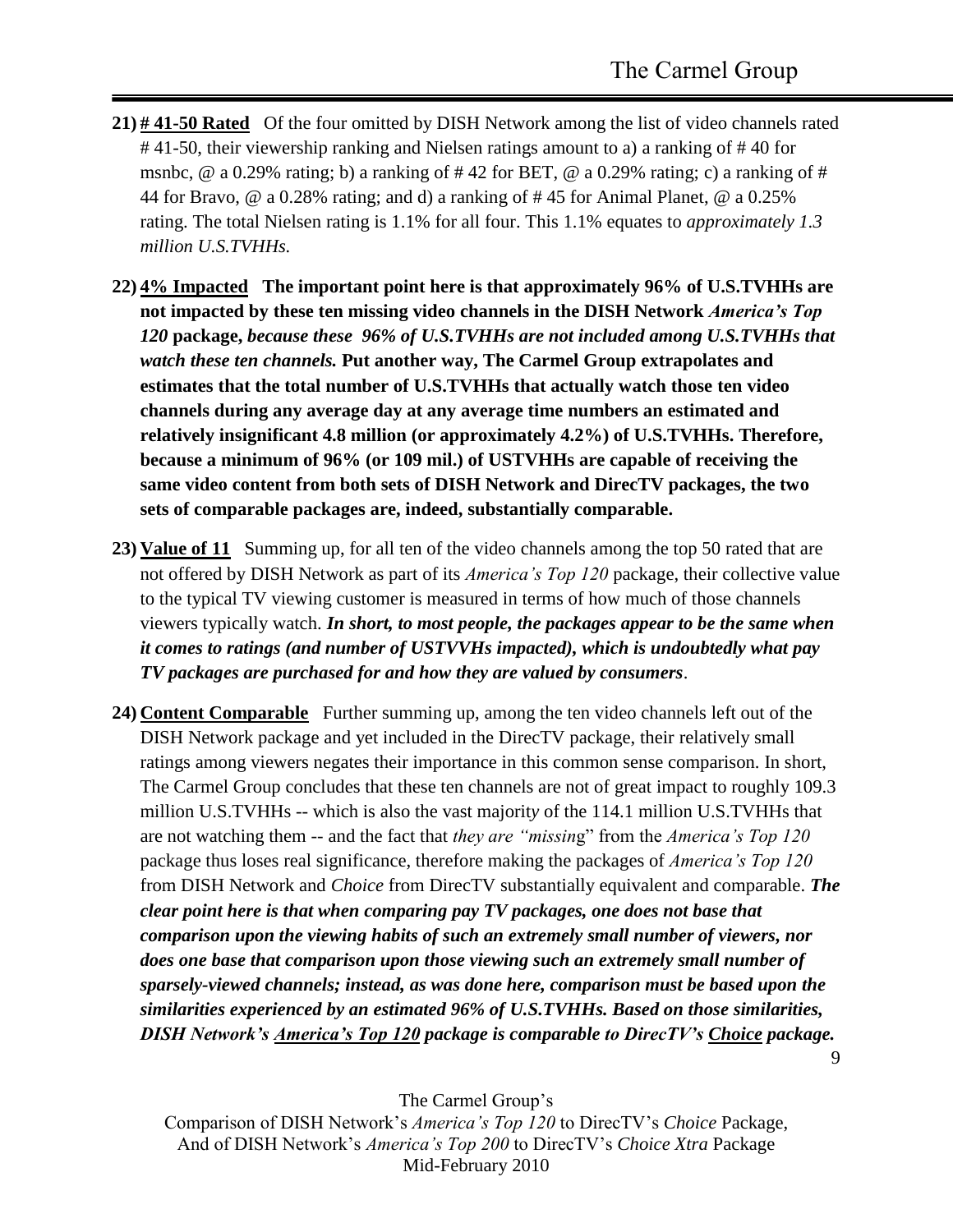21) **# 41-50 Rated** Of the four omitted by DISH Network among the list of video channels rated # 41-50, their viewership ranking and Nielsen ratings amount to a) a ranking of # 40 for msnbc, @ a 0.29% rating; b) a ranking of # 42 for BET, @ a 0.29% rating; c) a ranking of # 44 for Bravo, @ a 0.28% rating; and d) a ranking of # 45 for Animal Planet, @ a 0.25% rating. The total Nielsen rating is 1.1% for all four. This 1.1% equates to *approximately 1.3 million U.S.TVHHs.*

22) **4% Impacted** **The important point here is that approximately 96% of U.S.TVHHs are not impacted by these ten missing video channels in the DISH Network *America's Top 120* package, *because these 96% of U.S.TVHHs are not included among U.S.TVHHs that watch these ten channels.* Put another way, The Carmel Group extrapolates and estimates that the total number of U.S.TVHHs that actually watch those ten video channels during any average day at any average time numbers an estimated and relatively insignificant 4.8 million (or approximately 4.2%) of U.S.TVHHs. Therefore, because a minimum of 96% (or 109 mil.) of USTVHHs are capable of receiving the same video content from both sets of DISH Network and DirecTV packages, the two sets of comparable packages are, indeed, substantially comparable.**

23) **Value of 11** Summing up, for all ten of the video channels among the top 50 rated that are not offered by DISH Network as part of its *America's Top 120* package, their collective value to the typical TV viewing customer is measured in terms of how much of those channels viewers typically watch. ***In short, to most people, the packages appear to be the same when it comes to ratings (and number of USTVVHs impacted), which is undoubtedly what pay TV packages are purchased for and how they are valued by consumers***.

24) **Content Comparable** Further summing up, among the ten video channels left out of the DISH Network package and yet included in the DirecTV package, their relatively small ratings among viewers negates their importance in this common sense comparison. In short, The Carmel Group concludes that these ten channels are not of great impact to roughly 109.3 million U.S.TVHHs -- which is also the vast majority of the 114.1 million U.S.TVHHs that are not watching them -- and the fact that *they are "missing*" from the *America's Top 120* package thus loses real significance, therefore making the packages of *America's Top 120* from DISH Network and *Choice* from DirecTV substantially equivalent and comparable. ***The clear point here is that when comparing pay TV packages, one does not base that comparison upon the viewing habits of such an extremely small number of viewers, nor does one base that comparison upon those viewing such an extremely small number of sparsely-viewed channels; instead, as was done here, comparison must be based upon the similarities experienced by an estimated 96% of U.S.TVHHs. Based on those similarities, DISH Network's America's Top 120 package is comparable to DirecTV's Choice package.***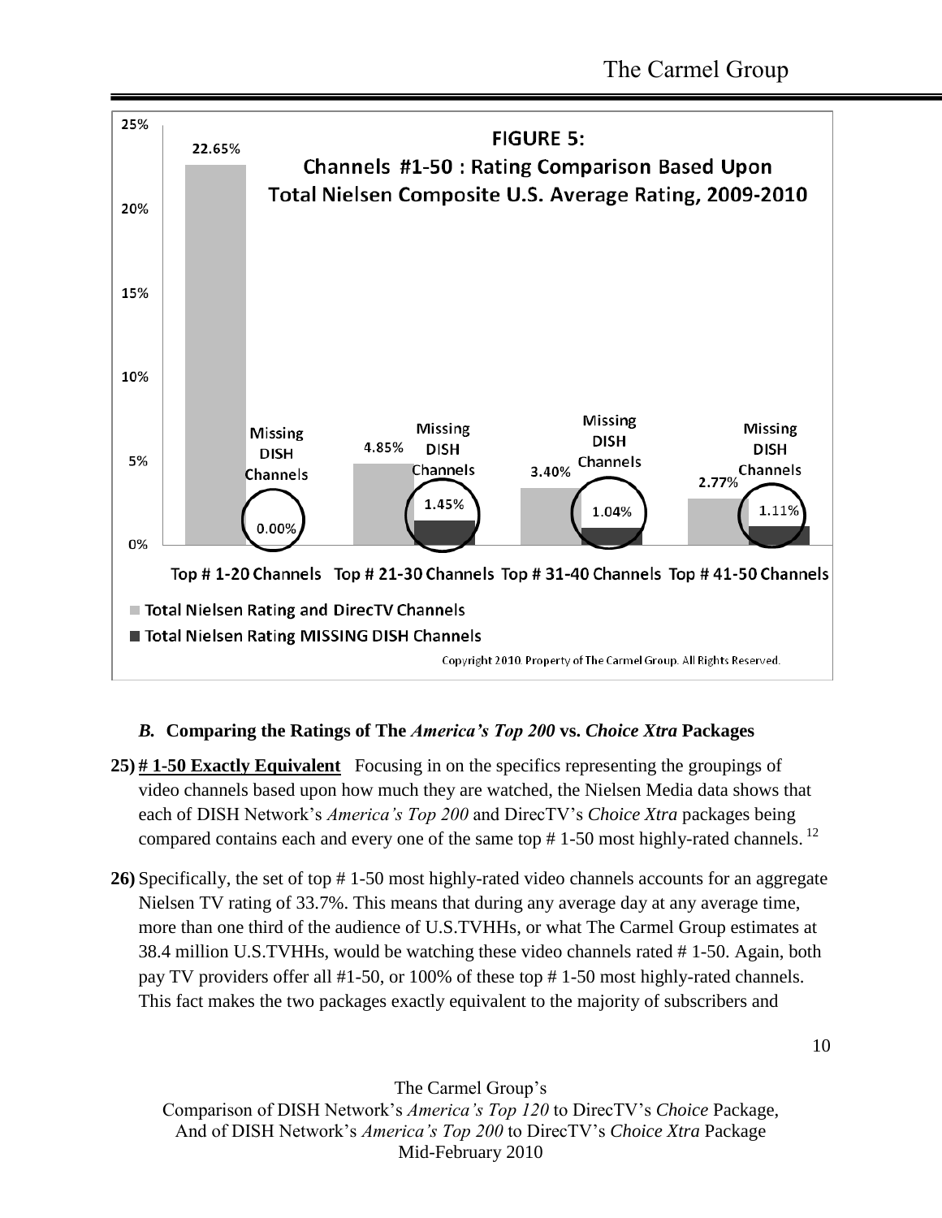**FIGURE 5: Channels #1-50 : Rating Comparison Based Upon Total Nielsen Composite U.S. Average Rating, 2009-2010**

| | Total Nielsen Rating and DirecTV Channels | Total Nielsen Rating MISSING DISH Channels |
|---|---|---|
| Top # 1-20 Channels | 22.65% | 0.00% |
| Top # 21-30 Channels | 4.85% | 1.45% |
| Top # 31-40 Channels | 3.40% | 1.04% |
| Top # 41-50 Channels | 2.77% | 1.11% |

Copyright 2010. Property of The Carmel Group. All Rights Reserved.

### *B.* Comparing the Ratings of The *America's Top 200* vs. *Choice Xtra* Packages

**25)** **<u># 1-50 Exactly Equivalent</u>** Focusing in on the specifics representing the groupings of video channels based upon how much they are watched, the Nielsen Media data shows that each of DISH Network's *America's Top 200* and DirecTV's *Choice Xtra* packages being compared contains each and every one of the same top # 1-50 most highly-rated channels. [12]

**26)** Specifically, the set of top # 1-50 most highly-rated video channels accounts for an aggregate Nielsen TV rating of 33.7%. This means that during any average day at any average time, more than one third of the audience of U.S.TVHHs, or what The Carmel Group estimates at 38.4 million U.S.TVHHs, would be watching these video channels rated # 1-50. Again, both pay TV providers offer all #1-50, or 100% of these top # 1-50 most highly-rated channels. This fact makes the two packages exactly equivalent to the majority of subscribers and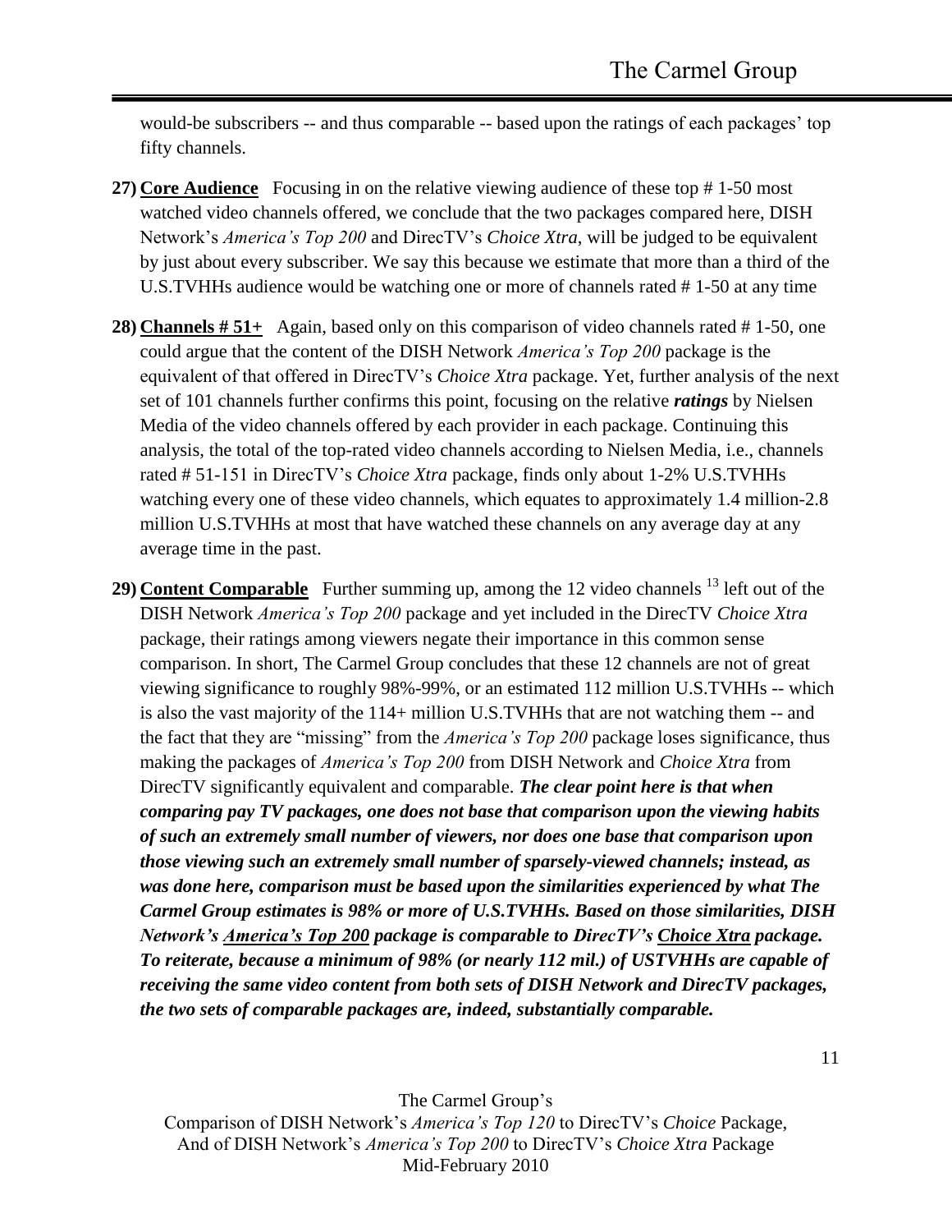would-be subscribers -- and thus comparable -- based upon the ratings of each packages' top fifty channels.

27) **Core Audience** Focusing in on the relative viewing audience of these top # 1-50 most watched video channels offered, we conclude that the two packages compared here, DISH Network's *America's Top 200* and DirecTV's *Choice Xtra*, will be judged to be equivalent by just about every subscriber. We say this because we estimate that more than a third of the U.S.TVHHs audience would be watching one or more of channels rated # 1-50 at any time

28) **Channels # 51+** Again, based only on this comparison of video channels rated # 1-50, one could argue that the content of the DISH Network *America's Top 200* package is the equivalent of that offered in DirecTV's *Choice Xtra* package. Yet, further analysis of the next set of 101 channels further confirms this point, focusing on the relative ***ratings*** by Nielsen Media of the video channels offered by each provider in each package. Continuing this analysis, the total of the top-rated video channels according to Nielsen Media, i.e., channels rated # 51-151 in DirecTV's *Choice Xtra* package, finds only about 1-2% U.S.TVHHs watching every one of these video channels, which equates to approximately 1.4 million-2.8 million U.S.TVHHs at most that have watched these channels on any average day at any average time in the past.

29) **Content Comparable** Further summing up, among the 12 video channels [13] left out of the DISH Network *America's Top 200* package and yet included in the DirecTV *Choice Xtra* package, their ratings among viewers negate their importance in this common sense comparison. In short, The Carmel Group concludes that these 12 channels are not of great viewing significance to roughly 98%-99%, or an estimated 112 million U.S.TVHHs -- which is also the vast majority of the 114+ million U.S.TVHHs that are not watching them -- and the fact that they are "missing" from the *America's Top 200* package loses significance, thus making the packages of *America's Top 200* from DISH Network and *Choice Xtra* from DirecTV significantly equivalent and comparable. ***The clear point here is that when comparing pay TV packages, one does not base that comparison upon the viewing habits of such an extremely small number of viewers, nor does one base that comparison upon those viewing such an extremely small number of sparsely-viewed channels; instead, as was done here, comparison must be based upon the similarities experienced by what The Carmel Group estimates is 98% or more of U.S.TVHHs. Based on those similarities, DISH Network's <u>America's Top 200</u> package is comparable to DirecTV's <u>Choice Xtra</u> package. To reiterate, because a minimum of 98% (or nearly 112 mil.) of USTVHHs are capable of receiving the same video content from both sets of DISH Network and DirecTV packages, the two sets of comparable packages are, indeed, substantially comparable.***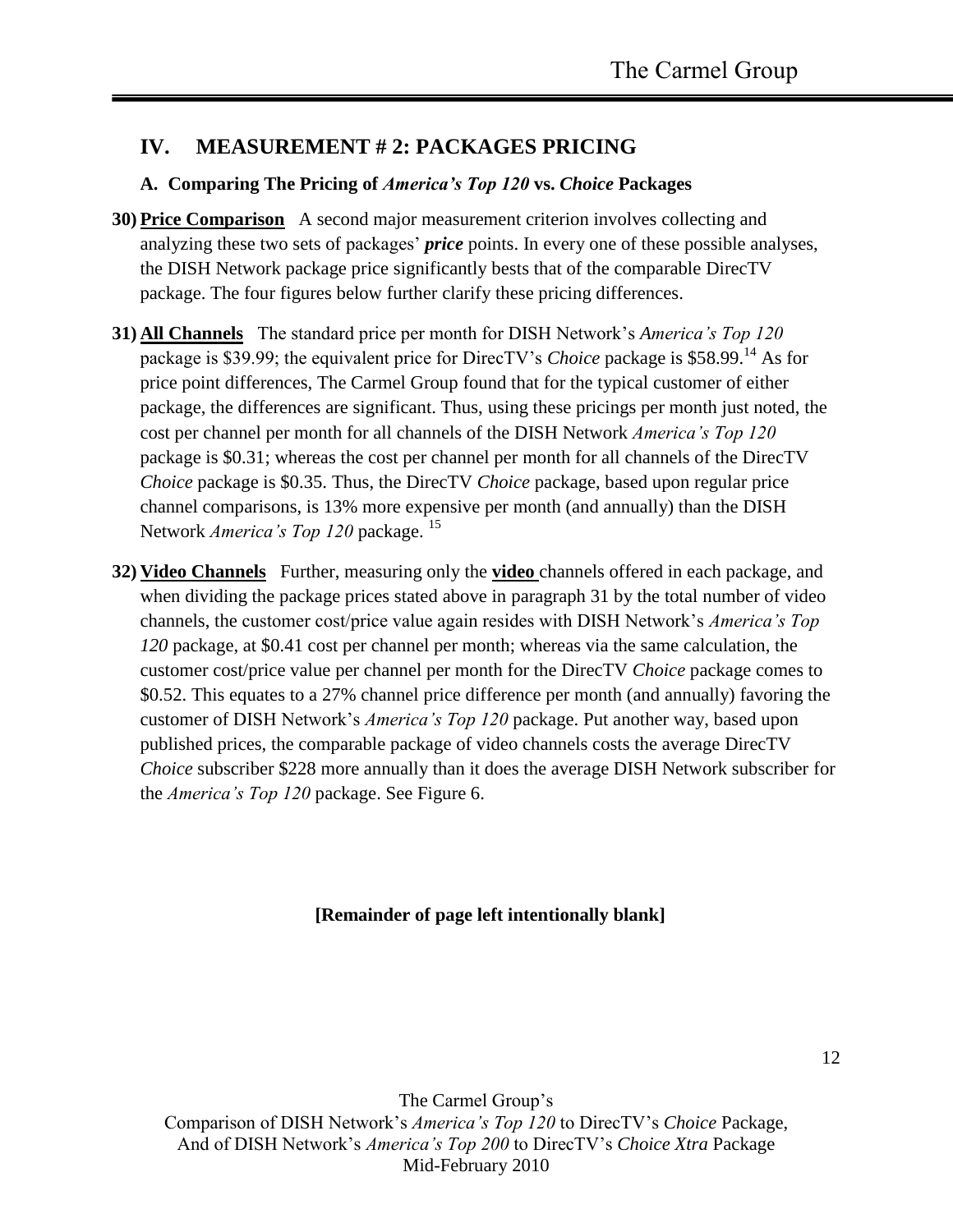## IV. MEASUREMENT # 2: PACKAGES PRICING

### A. Comparing The Pricing of *America's Top 120* vs. *Choice* Packages

**30) Price Comparison** A second major measurement criterion involves collecting and analyzing these two sets of packages' ***price*** points. In every one of these possible analyses, the DISH Network package price significantly bests that of the comparable DirecTV package. The four figures below further clarify these pricing differences.

**31) All Channels** The standard price per month for DISH Network's *America's Top 120* package is $39.99; the equivalent price for DirecTV's *Choice* package is $58.99.[14] As for price point differences, The Carmel Group found that for the typical customer of either package, the differences are significant. Thus, using these pricings per month just noted, the cost per channel per month for all channels of the DISH Network *America's Top 120* package is $0.31; whereas the cost per channel per month for all channels of the DirecTV *Choice* package is $0.35. Thus, the DirecTV *Choice* package, based upon regular price channel comparisons, is 13% more expensive per month (and annually) than the DISH Network *America's Top 120* package. [15]

**32) Video Channels** Further, measuring only the **video** channels offered in each package, and when dividing the package prices stated above in paragraph 31 by the total number of video channels, the customer cost/price value again resides with DISH Network's *America's Top 120* package, at $0.41 cost per channel per month; whereas via the same calculation, the customer cost/price value per channel per month for the DirecTV *Choice* package comes to $0.52. This equates to a 27% channel price difference per month (and annually) favoring the customer of DISH Network's *America's Top 120* package. Put another way, based upon published prices, the comparable package of video channels costs the average DirecTV *Choice* subscriber $228 more annually than it does the average DISH Network subscriber for the *America's Top 120* package. See Figure 6.

**[Remainder of page left intentionally blank]**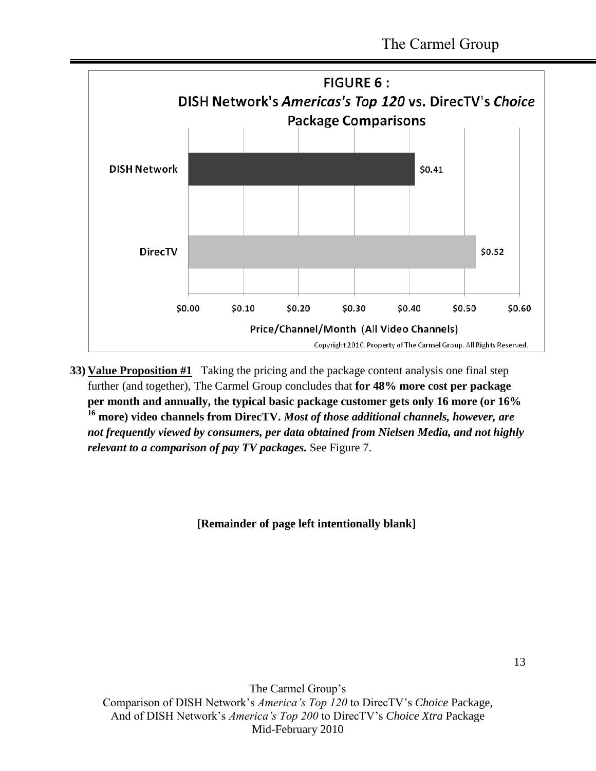**FIGURE 6 :**
**DISH Network's *Americas's Top 120* vs. DirecTV's *Choice* Package Comparisons**

| | Price/Channel/Month (All Video Channels) |
|---|---|
| DISH Network | $0.41 |
| DirecTV | $0.52 |

Copyright 2010. Property of The Carmel Group. All Rights Reserved.

**33) Value Proposition #1** Taking the pricing and the package content analysis one final step further (and together), The Carmel Group concludes that **for 48% more cost per package per month and annually, the typical basic package customer gets only 16 more (or 16% [16] more) video channels from DirecTV.** ***Most of those additional channels, however, are not frequently viewed by consumers, per data obtained from Nielsen Media, and not highly relevant to a comparison of pay TV packages.*** See Figure 7.

**[Remainder of page left intentionally blank]**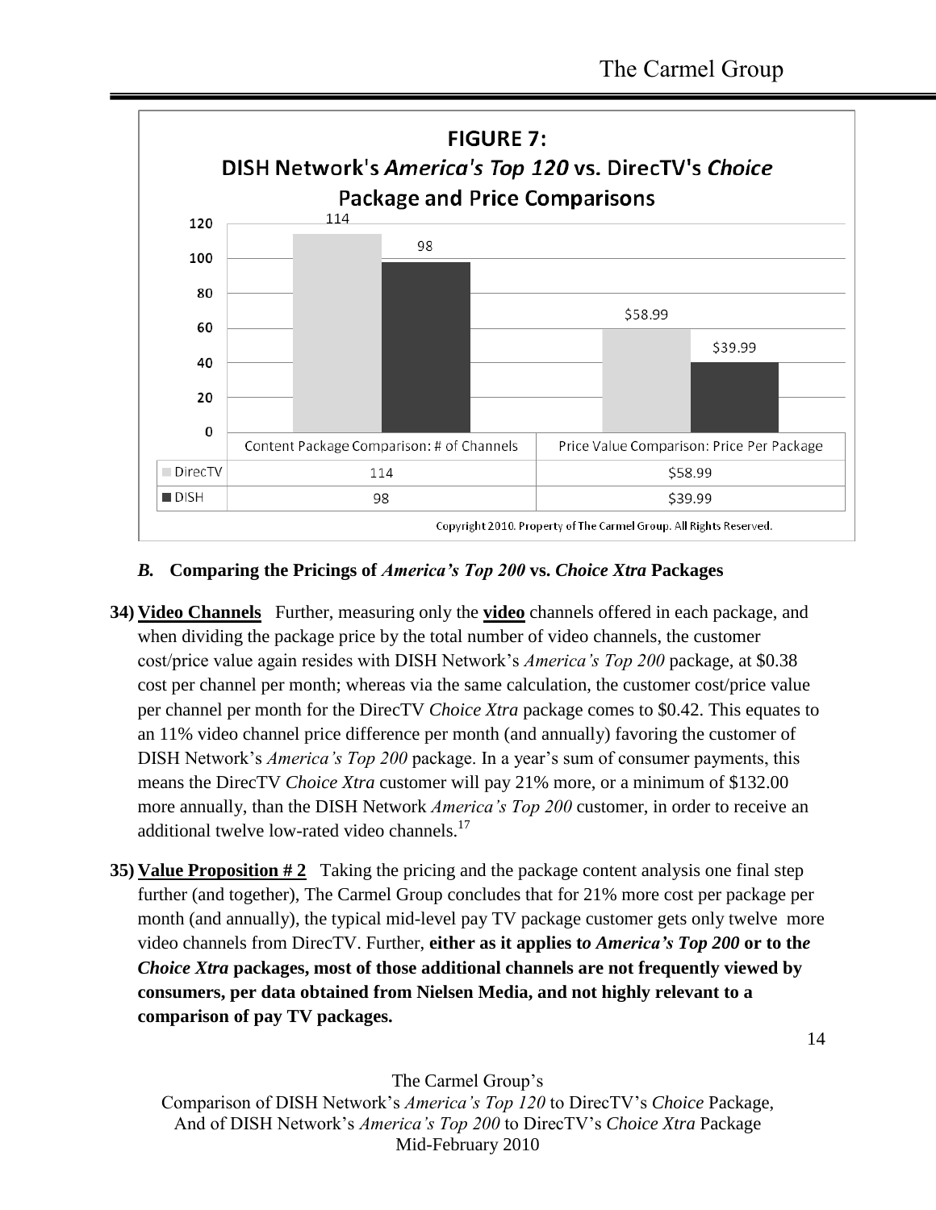**FIGURE 7:**
**DISH Network's *America's Top 120* vs. DirecTV's *Choice* Package and Price Comparisons**

| | Content Package Comparison: # of Channels | Price Value Comparison: Price Per Package |
|---|---|---|
| DirecTV | 114 | $58.99 |
| DISH | 98 | $39.99 |

Copyright 2010. Property of The Carmel Group. All Rights Reserved.

### *B.* Comparing the Pricings of *America's Top 200* vs. *Choice Xtra* Packages

**34) Video Channels** Further, measuring only the **video** channels offered in each package, and when dividing the package price by the total number of video channels, the customer cost/price value again resides with DISH Network's *America's Top 200* package, at $0.38 cost per channel per month; whereas via the same calculation, the customer cost/price value per channel per month for the DirecTV *Choice Xtra* package comes to $0.42. This equates to an 11% video channel price difference per month (and annually) favoring the customer of DISH Network's *America's Top 200* package. In a year's sum of consumer payments, this means the DirecTV *Choice Xtra* customer will pay 21% more, or a minimum of $132.00 more annually, than the DISH Network *America's Top 200* customer, in order to receive an additional twelve low-rated video channels.[17]

**35) Value Proposition # 2** Taking the pricing and the package content analysis one final step further (and together), The Carmel Group concludes that for 21% more cost per package per month (and annually), the typical mid-level pay TV package customer gets only twelve more video channels from DirecTV. Further, **either as it applies to *America's Top 200* or to the *Choice Xtra* packages, most of those additional channels are not frequently viewed by consumers, per data obtained from Nielsen Media, and not highly relevant to a comparison of pay TV packages.**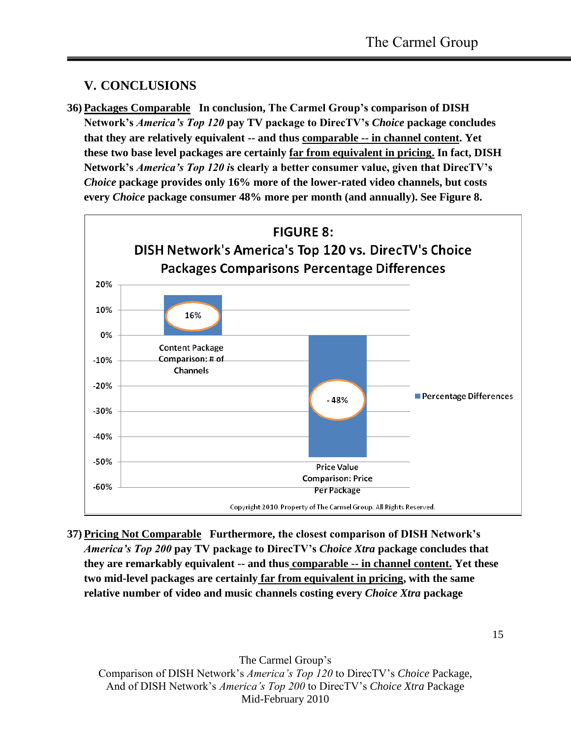## V. CONCLUSIONS

**36) Packages Comparable   In conclusion, The Carmel Group's comparison of DISH Network's *America's Top 120* pay TV package to DirecTV's *Choice* package concludes that they are relatively equivalent -- and thus comparable -- in channel content. Yet these two base level packages are certainly far from equivalent in pricing. In fact, DISH Network's *America's Top 120* is clearly a better consumer value, given that DirecTV's *Choice* package provides only 16% more of the lower-rated video channels, but costs every *Choice* package consumer 48% more per month (and annually). See Figure 8.**

**FIGURE 8:**
**DISH Network's America's Top 120 vs. DirecTV's Choice Packages Comparisons Percentage Differences**

| | Percentage Differences |
|---|---|
| Content Package Comparison: # of Channels | 16% |
| Price Value Comparison: Price Per Package | -48% |

Copyright 2010. Property of The Carmel Group. All Rights Reserved.

**37) Pricing Not Comparable   Furthermore, the closest comparison of DISH Network's *America's Top 200* pay TV package to DirecTV's *Choice Xtra* package concludes that they are remarkably equivalent -- and thus comparable -- in channel content. Yet these two mid-level packages are certainly far from equivalent in pricing, with the same relative number of video and music channels costing every *Choice Xtra* package**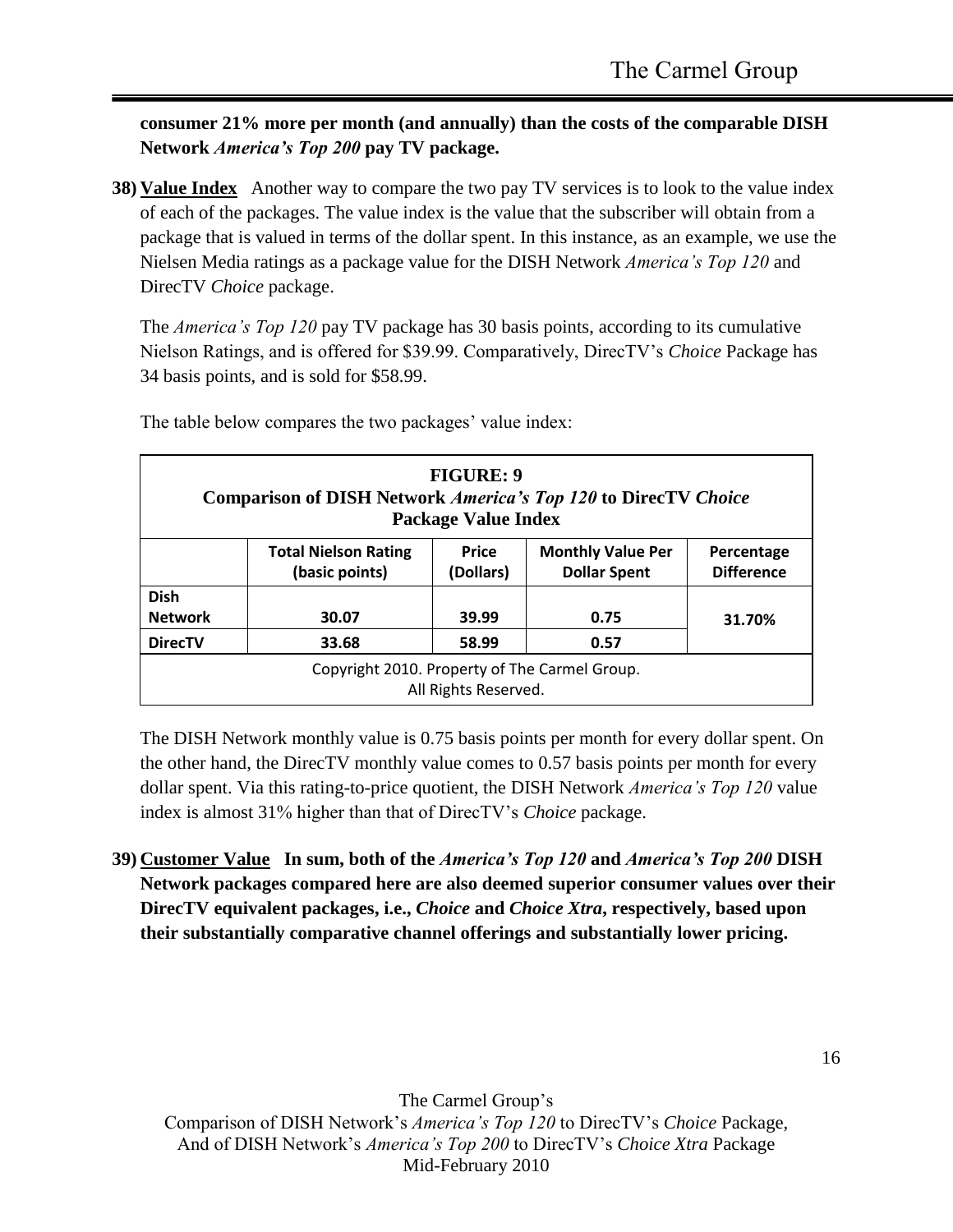**consumer 21% more per month (and annually) than the costs of the comparable DISH Network *America's Top 200* pay TV package.**

38) **Value Index** Another way to compare the two pay TV services is to look to the value index of each of the packages. The value index is the value that the subscriber will obtain from a package that is valued in terms of the dollar spent. In this instance, as an example, we use the Nielsen Media ratings as a package value for the DISH Network *America's Top 120* and DirecTV *Choice* package.

The *America's Top 120* pay TV package has 30 basis points, according to its cumulative Nielson Ratings, and is offered for $39.99. Comparatively, DirecTV's *Choice* Package has 34 basis points, and is sold for $58.99.

The table below compares the two packages' value index:

**FIGURE: 9**
**Comparison of DISH Network *America's Top 120* to DirecTV *Choice* Package Value Index**

| | Total Nielson Rating (basic points) | Price (Dollars) | Monthly Value Per Dollar Spent | Percentage Difference |
|---|---|---|---|---|
| **Dish Network** | **30.07** | **39.99** | **0.75** | **31.70%** |
| **DirecTV** | **33.68** | **58.99** | **0.57** | |

Copyright 2010. Property of The Carmel Group. All Rights Reserved.

The DISH Network monthly value is 0.75 basis points per month for every dollar spent. On the other hand, the DirecTV monthly value comes to 0.57 basis points per month for every dollar spent. Via this rating-to-price quotient, the DISH Network *America's Top 120* value index is almost 31% higher than that of DirecTV's *Choice* package.

39) **Customer Value** **In sum, both of the *America's Top 120* and *America's Top 200* DISH Network packages compared here are also deemed superior consumer values over their DirecTV equivalent packages, i.e., *Choice* and *Choice Xtra*, respectively, based upon their substantially comparative channel offerings and substantially lower pricing.**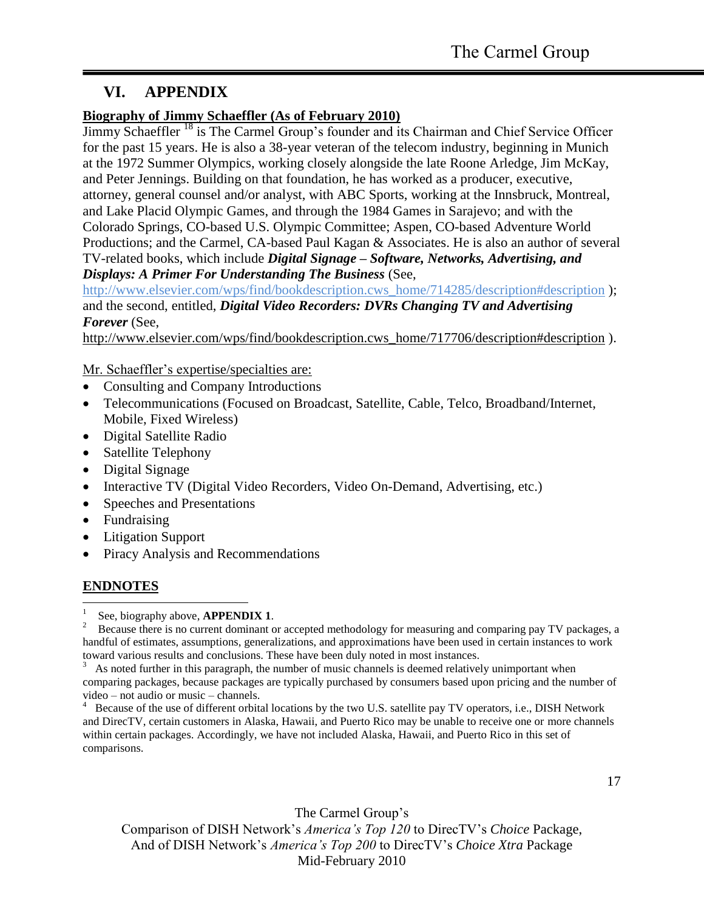# VI. APPENDIX

**Biography of Jimmy Schaeffler (As of February 2010)**

Jimmy Schaeffler [18] is The Carmel Group's founder and its Chairman and Chief Service Officer for the past 15 years. He is also a 38-year veteran of the telecom industry, beginning in Munich at the 1972 Summer Olympics, working closely alongside the late Roone Arledge, Jim McKay, and Peter Jennings. Building on that foundation, he has worked as a producer, executive, attorney, general counsel and/or analyst, with ABC Sports, working at the Innsbruck, Montreal, and Lake Placid Olympic Games, and through the 1984 Games in Sarajevo; and with the Colorado Springs, CO-based U.S. Olympic Committee; Aspen, CO-based Adventure World Productions; and the Carmel, CA-based Paul Kagan & Associates. He is also an author of several TV-related books, which include ***Digital Signage – Software, Networks, Advertising, and Displays: A Primer For Understanding The Business*** (See, http://www.elsevier.com/wps/find/bookdescription.cws_home/714285/description#description ); and the second, entitled, ***Digital Video Recorders: DVRs Changing TV and Advertising Forever*** (See, http://www.elsevier.com/wps/find/bookdescription.cws_home/717706/description#description ).

Mr. Schaeffler's expertise/specialties are:

- Consulting and Company Introductions
- Telecommunications (Focused on Broadcast, Satellite, Cable, Telco, Broadband/Internet, Mobile, Fixed Wireless)
- Digital Satellite Radio
- Satellite Telephony
- Digital Signage
- Interactive TV (Digital Video Recorders, Video On-Demand, Advertising, etc.)
- Speeches and Presentations
- Fundraising
- Litigation Support
- Piracy Analysis and Recommendations

**ENDNOTES**

[1] See, biography above, **APPENDIX 1**.

[2] Because there is no current dominant or accepted methodology for measuring and comparing pay TV packages, a handful of estimates, assumptions, generalizations, and approximations have been used in certain instances to work toward various results and conclusions. These have been duly noted in most instances.

[3] As noted further in this paragraph, the number of music channels is deemed relatively unimportant when comparing packages, because packages are typically purchased by consumers based upon pricing and the number of video – not audio or music – channels.

[4] Because of the use of different orbital locations by the two U.S. satellite pay TV operators, i.e., DISH Network and DirecTV, certain customers in Alaska, Hawaii, and Puerto Rico may be unable to receive one or more channels within certain packages. Accordingly, we have not included Alaska, Hawaii, and Puerto Rico in this set of comparisons.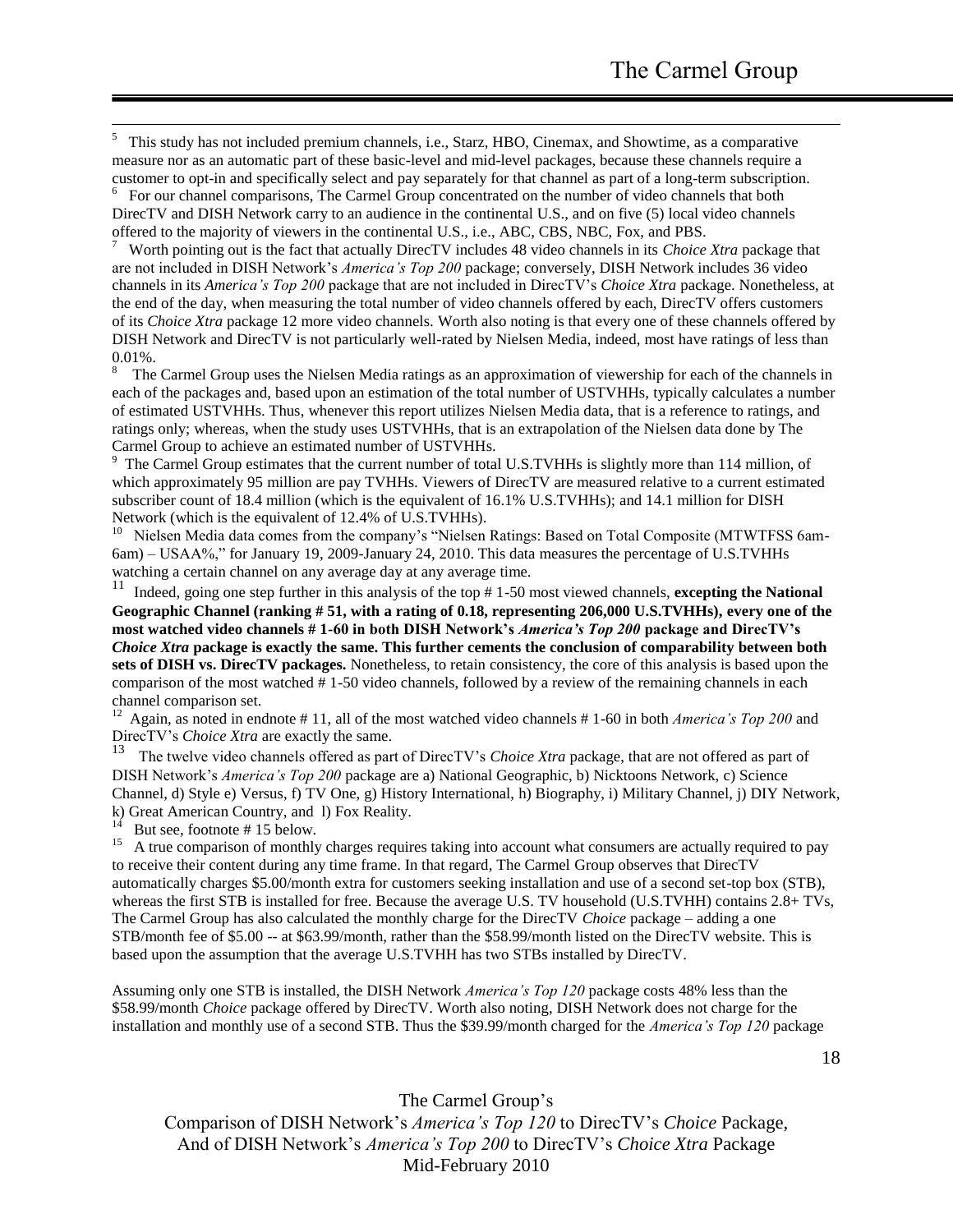[5] This study has not included premium channels, i.e., Starz, HBO, Cinemax, and Showtime, as a comparative measure nor as an automatic part of these basic-level and mid-level packages, because these channels require a customer to opt-in and specifically select and pay separately for that channel as part of a long-term subscription.

[6] For our channel comparisons, The Carmel Group concentrated on the number of video channels that both DirecTV and DISH Network carry to an audience in the continental U.S., and on five (5) local video channels offered to the majority of viewers in the continental U.S., i.e., ABC, CBS, NBC, Fox, and PBS.

[7] Worth pointing out is the fact that actually DirecTV includes 48 video channels in its *Choice Xtra* package that are not included in DISH Network's *America's Top 200* package; conversely, DISH Network includes 36 video channels in its *America's Top 200* package that are not included in DirecTV's *Choice Xtra* package. Nonetheless, at the end of the day, when measuring the total number of video channels offered by each, DirecTV offers customers of its *Choice Xtra* package 12 more video channels. Worth also noting is that every one of these channels offered by DISH Network and DirecTV is not particularly well-rated by Nielsen Media, indeed, most have ratings of less than 0.01%.

[8] The Carmel Group uses the Nielsen Media ratings as an approximation of viewership for each of the channels in each of the packages and, based upon an estimation of the total number of USTVHHs, typically calculates a number of estimated USTVHHs. Thus, whenever this report utilizes Nielsen Media data, that is a reference to ratings, and ratings only; whereas, when the study uses USTVHHs, that is an extrapolation of the Nielsen data done by The Carmel Group to achieve an estimated number of USTVHHs.

[9] The Carmel Group estimates that the current number of total U.S.TVHHs is slightly more than 114 million, of which approximately 95 million are pay TVHHs. Viewers of DirecTV are measured relative to a current estimated subscriber count of 18.4 million (which is the equivalent of 16.1% U.S.TVHHs); and 14.1 million for DISH Network (which is the equivalent of 12.4% of U.S.TVHHs).

[10] Nielsen Media data comes from the company's "Nielsen Ratings: Based on Total Composite (MTWTFSS 6am-6am) – USAA%," for January 19, 2009-January 24, 2010. This data measures the percentage of U.S.TVHHs watching a certain channel on any average day at any average time.

[11] Indeed, going one step further in this analysis of the top # 1-50 most viewed channels, **excepting the National Geographic Channel (ranking # 51, with a rating of 0.18, representing 206,000 U.S.TVHHs), every one of the most watched video channels # 1-60 in both DISH Network's *America's Top 200* package and DirecTV's *Choice Xtra* package is exactly the same. This further cements the conclusion of comparability between both sets of DISH vs. DirecTV packages.** Nonetheless, to retain consistency, the core of this analysis is based upon the comparison of the most watched # 1-50 video channels, followed by a review of the remaining channels in each channel comparison set.

[12] Again, as noted in endnote # 11, all of the most watched video channels # 1-60 in both *America's Top 200* and DirecTV's *Choice Xtra* are exactly the same.

[13] The twelve video channels offered as part of DirecTV's *Choice Xtra* package, that are not offered as part of DISH Network's *America's Top 200* package are a) National Geographic, b) Nicktoons Network, c) Science Channel, d) Style e) Versus, f) TV One, g) History International, h) Biography, i) Military Channel, j) DIY Network, k) Great American Country, and l) Fox Reality.

[14] But see, footnote # 15 below.

[15] A true comparison of monthly charges requires taking into account what consumers are actually required to pay to receive their content during any time frame. In that regard, The Carmel Group observes that DirecTV automatically charges $5.00/month extra for customers seeking installation and use of a second set-top box (STB), whereas the first STB is installed for free. Because the average U.S. TV household (U.S.TVHH) contains 2.8+ TVs, The Carmel Group has also calculated the monthly charge for the DirecTV *Choice* package – adding a one STB/month fee of $5.00 -- at $63.99/month, rather than the $58.99/month listed on the DirecTV website. This is based upon the assumption that the average U.S.TVHH has two STBs installed by DirecTV.

Assuming only one STB is installed, the DISH Network *America's Top 120* package costs 48% less than the $58.99/month *Choice* package offered by DirecTV. Worth also noting, DISH Network does not charge for the installation and monthly use of a second STB. Thus the $39.99/month charged for the *America's Top 120* package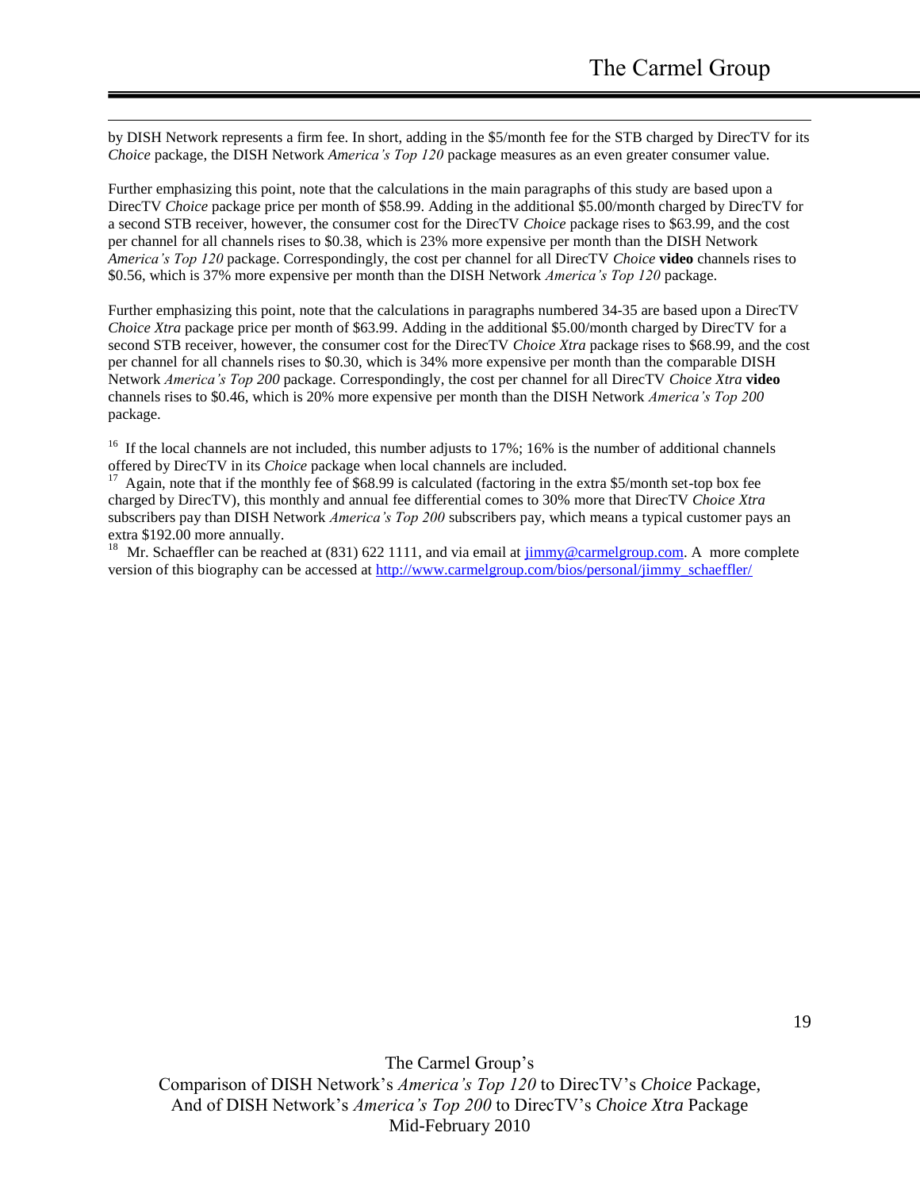by DISH Network represents a firm fee. In short, adding in the $5/month fee for the STB charged by DirecTV for its *Choice* package, the DISH Network *America's Top 120* package measures as an even greater consumer value.

Further emphasizing this point, note that the calculations in the main paragraphs of this study are based upon a DirecTV *Choice* package price per month of $58.99. Adding in the additional $5.00/month charged by DirecTV for a second STB receiver, however, the consumer cost for the DirecTV *Choice* package rises to $63.99, and the cost per channel for all channels rises to $0.38, which is 23% more expensive per month than the DISH Network *America's Top 120* package. Correspondingly, the cost per channel for all DirecTV *Choice* **video** channels rises to $0.56, which is 37% more expensive per month than the DISH Network *America's Top 120* package.

Further emphasizing this point, note that the calculations in paragraphs numbered 34-35 are based upon a DirecTV *Choice Xtra* package price per month of $63.99. Adding in the additional $5.00/month charged by DirecTV for a second STB receiver, however, the consumer cost for the DirecTV *Choice Xtra* package rises to $68.99, and the cost per channel for all channels rises to $0.30, which is 34% more expensive per month than the comparable DISH Network *America's Top 200* package. Correspondingly, the cost per channel for all DirecTV *Choice Xtra* **video** channels rises to $0.46, which is 20% more expensive per month than the DISH Network *America's Top 200* package.

[16] If the local channels are not included, this number adjusts to 17%; 16% is the number of additional channels offered by DirecTV in its *Choice* package when local channels are included.

[17] Again, note that if the monthly fee of $68.99 is calculated (factoring in the extra $5/month set-top box fee charged by DirecTV), this monthly and annual fee differential comes to 30% more that DirecTV *Choice Xtra* subscribers pay than DISH Network *America's Top 200* subscribers pay, which means a typical customer pays an extra $192.00 more annually.

[18] Mr. Schaeffler can be reached at (831) 622 1111, and via email at jimmy@carmelgroup.com. A more complete version of this biography can be accessed at http://www.carmelgroup.com/bios/personal/jimmy_schaeffler/